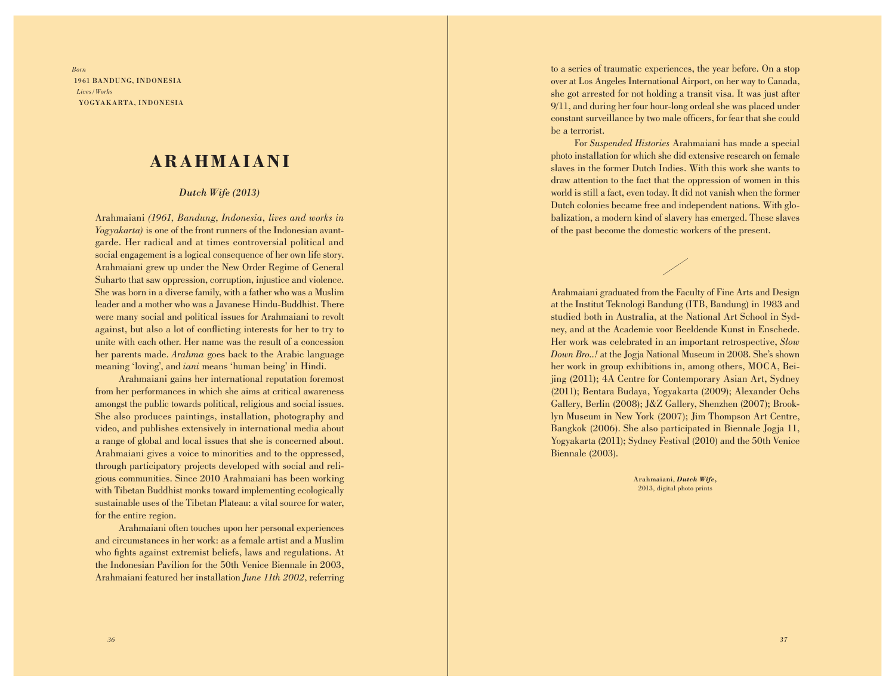*Born*
1961 BANDUNG, INDONESIA
*Lives/Works*
YOGYAKARTA, INDONESIA

# ARAHMAIANI

***Dutch Wife (2013)***

Arahmaiani *(1961, Bandung, Indonesia, lives and works in Yogyakarta)* is one of the front runners of the Indonesian avant-garde. Her radical and at times controversial political and social engagement is a logical consequence of her own life story. Arahmaiani grew up under the New Order Regime of General Suharto that saw oppression, corruption, injustice and violence. She was born in a diverse family, with a father who was a Muslim leader and a mother who was a Javanese Hindu-Buddhist. There were many social and political issues for Arahmaiani to revolt against, but also a lot of conflicting interests for her to try to unite with each other. Her name was the result of a concession her parents made. *Arahma* goes back to the Arabic language meaning 'loving', and *iani* means 'human being' in Hindi.

Arahmaiani gains her international reputation foremost from her performances in which she aims at critical awareness amongst the public towards political, religious and social issues. She also produces paintings, installation, photography and video, and publishes extensively in international media about a range of global and local issues that she is concerned about. Arahmaiani gives a voice to minorities and to the oppressed, through participatory projects developed with social and religious communities. Since 2010 Arahmaiani has been working with Tibetan Buddhist monks toward implementing ecologically sustainable uses of the Tibetan Plateau: a vital source for water, for the entire region.

Arahmaiani often touches upon her personal experiences and circumstances in her work: as a female artist and a Muslim who fights against extremist beliefs, laws and regulations. At the Indonesian Pavilion for the 50th Venice Biennale in 2003, Arahmaiani featured her installation *June 11th 2002*, referring to a series of traumatic experiences, the year before. On a stop over at Los Angeles International Airport, on her way to Canada, she got arrested for not holding a transit visa. It was just after 9/11, and during her four hour-long ordeal she was placed under constant surveillance by two male officers, for fear that she could be a terrorist.

For *Suspended Histories* Arahmaiani has made a special photo installation for which she did extensive research on female slaves in the former Dutch Indies. With this work she wants to draw attention to the fact that the oppression of women in this world is still a fact, even today. It did not vanish when the former Dutch colonies became free and independent nations. With globalization, a modern kind of slavery has emerged. These slaves of the past become the domestic workers of the present.

Arahmaiani graduated from the Faculty of Fine Arts and Design at the Institut Teknologi Bandung (ITB, Bandung) in 1983 and studied both in Australia, at the National Art School in Sydney, and at the Academie voor Beeldende Kunst in Enschede. Her work was celebrated in an important retrospective, *Slow Down Bro..!* at the Jogja National Museum in 2008. She's shown her work in group exhibitions in, among others, MOCA, Beijing (2011); 4A Centre for Contemporary Asian Art, Sydney (2011); Bentara Budaya, Yogyakarta (2009); Alexander Ochs Gallery, Berlin (2008); J&Z Gallery, Shenzhen (2007); Brooklyn Museum in New York (2007); Jim Thompson Art Centre, Bangkok (2006). She also participated in Biennale Jogja 11, Yogyakarta (2011); Sydney Festival (2010) and the 50th Venice Biennale (2003).

Arahmaiani, ***Dutch Wife***, 2013, digital photo prints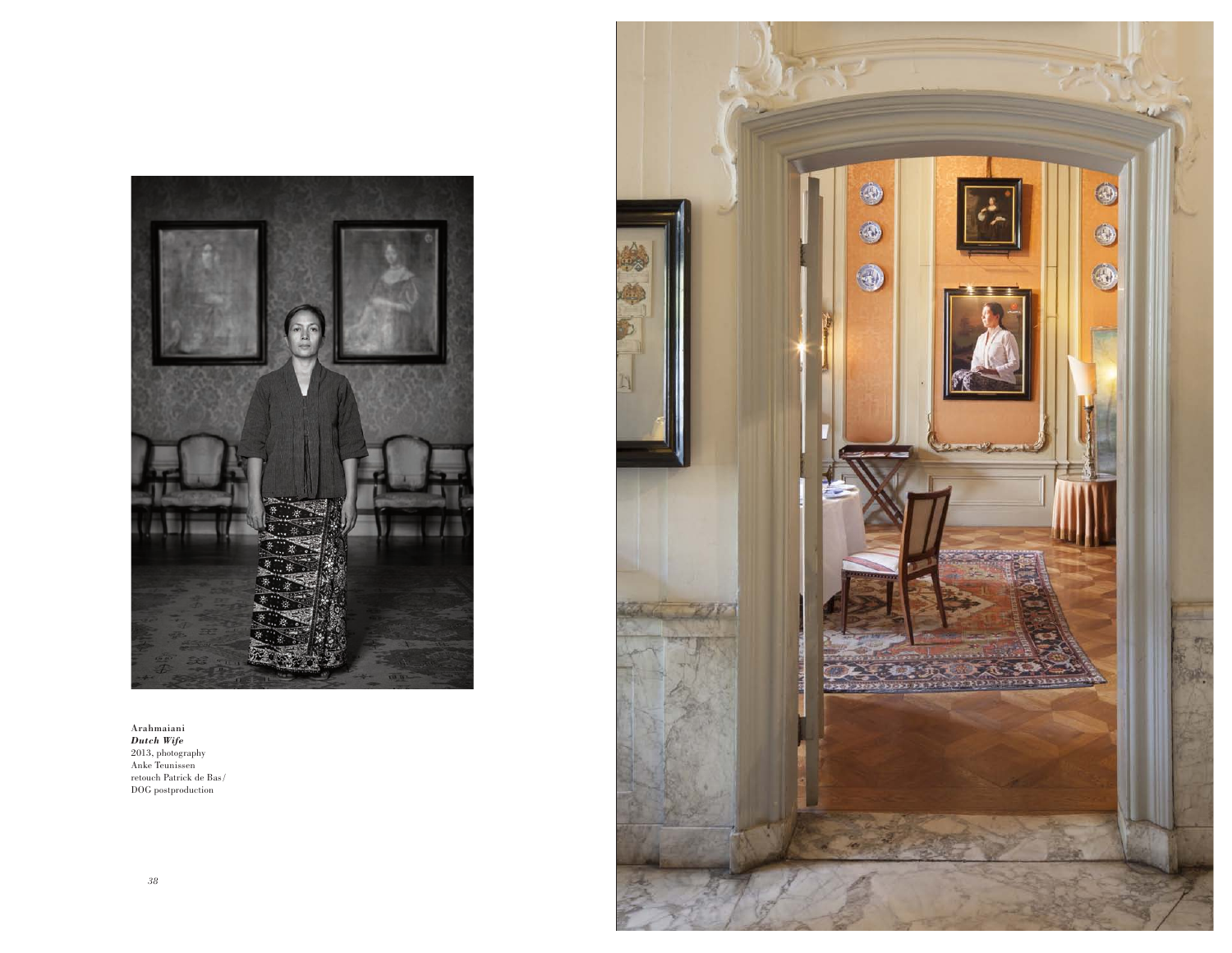Arahmaiani
***Dutch Wife***
2013, photography
Anke Teunissen
retouch Patrick de Bas/
DOG postproduction